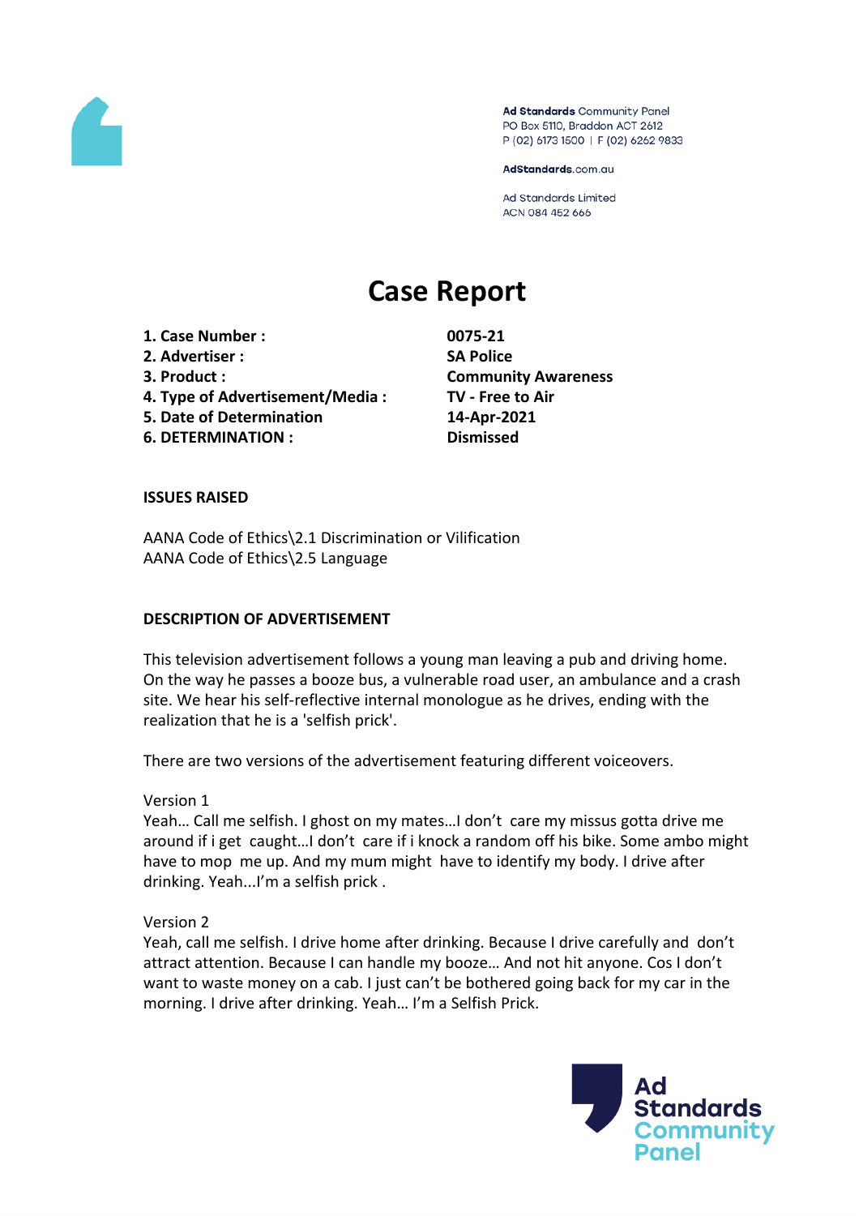Ad Standards Community Panel
PO Box 5110, Braddon ACT 2612
P (02) 6173 1500 | F (02) 6262 9833

AdStandards.com.au

Ad Standards Limited
ACN 084 452 666

# Case Report

| | |
|---|---|
| **1. Case Number :** | **0075-21** |
| **2. Advertiser :** | **SA Police** |
| **3. Product :** | **Community Awareness** |
| **4. Type of Advertisement/Media :** | **TV - Free to Air** |
| **5. Date of Determination** | **14-Apr-2021** |
| **6. DETERMINATION :** | **Dismissed** |

**ISSUES RAISED**

AANA Code of Ethics\2.1 Discrimination or Vilification
AANA Code of Ethics\2.5 Language

**DESCRIPTION OF ADVERTISEMENT**

This television advertisement follows a young man leaving a pub and driving home. On the way he passes a booze bus, a vulnerable road user, an ambulance and a crash site. We hear his self-reflective internal monologue as he drives, ending with the realization that he is a 'selfish prick'.

There are two versions of the advertisement featuring different voiceovers.

Version 1
Yeah… Call me selfish. I ghost on my mates…I don't care my missus gotta drive me around if i get caught…I don't care if i knock a random off his bike. Some ambo might have to mop me up. And my mum might have to identify my body. I drive after drinking. Yeah...I'm a selfish prick .

Version 2
Yeah, call me selfish. I drive home after drinking. Because I drive carefully and don't attract attention. Because I can handle my booze… And not hit anyone. Cos I don't want to waste money on a cab. I just can't be bothered going back for my car in the morning. I drive after drinking. Yeah… I'm a Selfish Prick.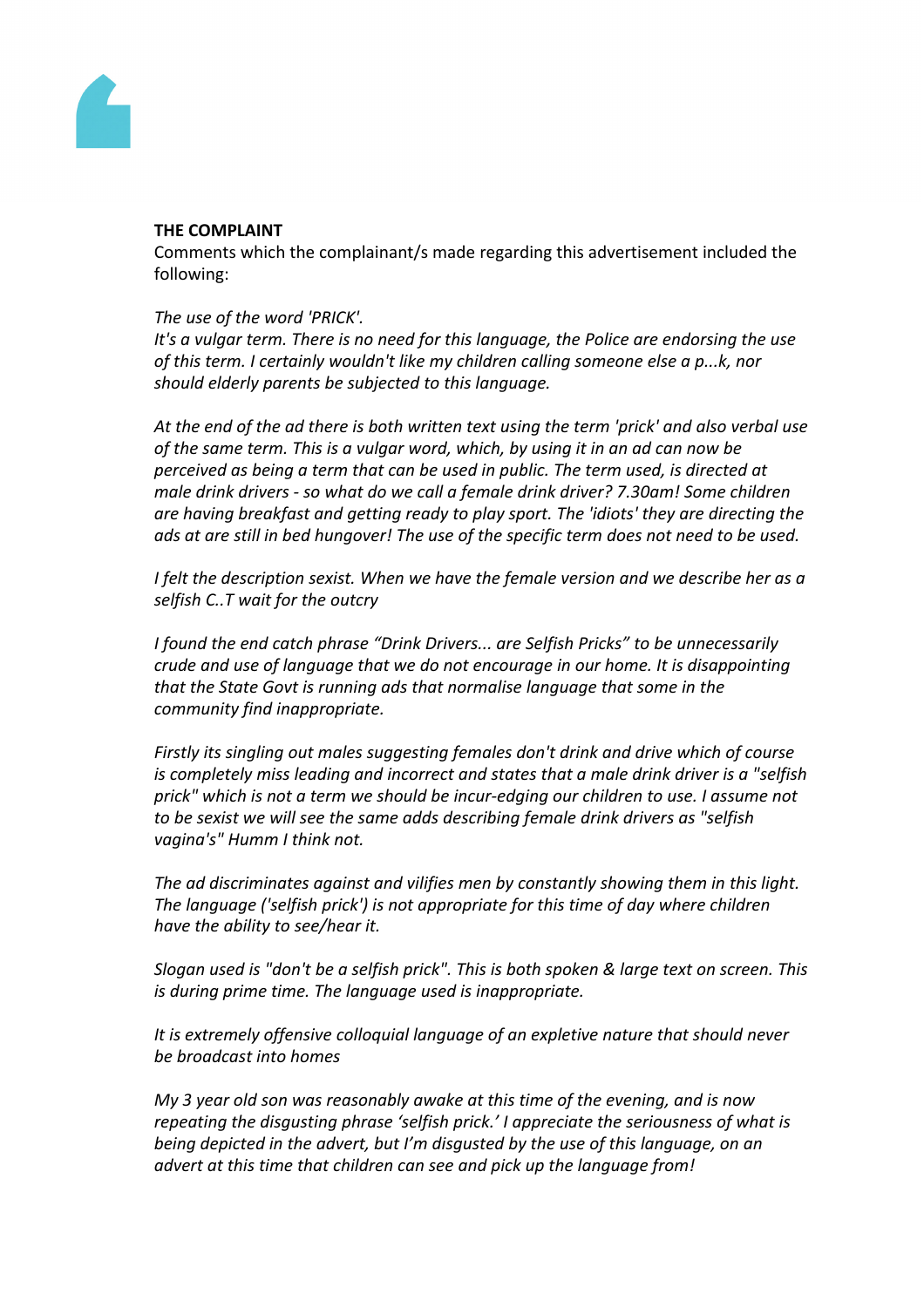**THE COMPLAINT**

Comments which the complainant/s made regarding this advertisement included the following:

*The use of the word 'PRICK'.*
*It's a vulgar term. There is no need for this language, the Police are endorsing the use of this term. I certainly wouldn't like my children calling someone else a p...k, nor should elderly parents be subjected to this language.*

*At the end of the ad there is both written text using the term 'prick' and also verbal use of the same term. This is a vulgar word, which, by using it in an ad can now be perceived as being a term that can be used in public. The term used, is directed at male drink drivers - so what do we call a female drink driver? 7.30am! Some children are having breakfast and getting ready to play sport. The 'idiots' they are directing the ads at are still in bed hungover! The use of the specific term does not need to be used.*

*I felt the description sexist. When we have the female version and we describe her as a selfish C..T wait for the outcry*

*I found the end catch phrase "Drink Drivers... are Selfish Pricks" to be unnecessarily crude and use of language that we do not encourage in our home. It is disappointing that the State Govt is running ads that normalise language that some in the community find inappropriate.*

*Firstly its singling out males suggesting females don't drink and drive which of course is completely miss leading and incorrect and states that a male drink driver is a "selfish prick" which is not a term we should be incur-edging our children to use. I assume not to be sexist we will see the same adds describing female drink drivers as "selfish vagina's" Humm I think not.*

*The ad discriminates against and vilifies men by constantly showing them in this light. The language ('selfish prick') is not appropriate for this time of day where children have the ability to see/hear it.*

*Slogan used is "don't be a selfish prick". This is both spoken & large text on screen. This is during prime time. The language used is inappropriate.*

*It is extremely offensive colloquial language of an expletive nature that should never be broadcast into homes*

*My 3 year old son was reasonably awake at this time of the evening, and is now repeating the disgusting phrase 'selfish prick.' I appreciate the seriousness of what is being depicted in the advert, but I'm disgusted by the use of this language, on an advert at this time that children can see and pick up the language from!*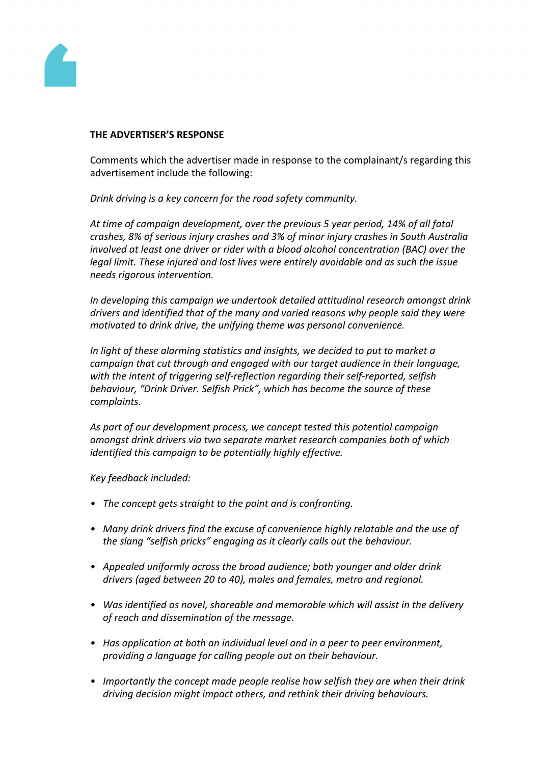**THE ADVERTISER'S RESPONSE**

Comments which the advertiser made in response to the complainant/s regarding this advertisement include the following:

*Drink driving is a key concern for the road safety community.*

*At time of campaign development, over the previous 5 year period, 14% of all fatal crashes, 8% of serious injury crashes and 3% of minor injury crashes in South Australia involved at least one driver or rider with a blood alcohol concentration (BAC) over the legal limit. These injured and lost lives were entirely avoidable and as such the issue needs rigorous intervention.*

*In developing this campaign we undertook detailed attitudinal research amongst drink drivers and identified that of the many and varied reasons why people said they were motivated to drink drive, the unifying theme was personal convenience.*

*In light of these alarming statistics and insights, we decided to put to market a campaign that cut through and engaged with our target audience in their language, with the intent of triggering self-reflection regarding their self-reported, selfish behaviour, "Drink Driver. Selfish Prick", which has become the source of these complaints.*

*As part of our development process, we concept tested this potential campaign amongst drink drivers via two separate market research companies both of which identified this campaign to be potentially highly effective.*

*Key feedback included:*

- *The concept gets straight to the point and is confronting.*
- *Many drink drivers find the excuse of convenience highly relatable and the use of the slang "selfish pricks" engaging as it clearly calls out the behaviour.*
- *Appealed uniformly across the broad audience; both younger and older drink drivers (aged between 20 to 40), males and females, metro and regional.*
- *Was identified as novel, shareable and memorable which will assist in the delivery of reach and dissemination of the message.*
- *Has application at both an individual level and in a peer to peer environment, providing a language for calling people out on their behaviour.*
- *Importantly the concept made people realise how selfish they are when their drink driving decision might impact others, and rethink their driving behaviours.*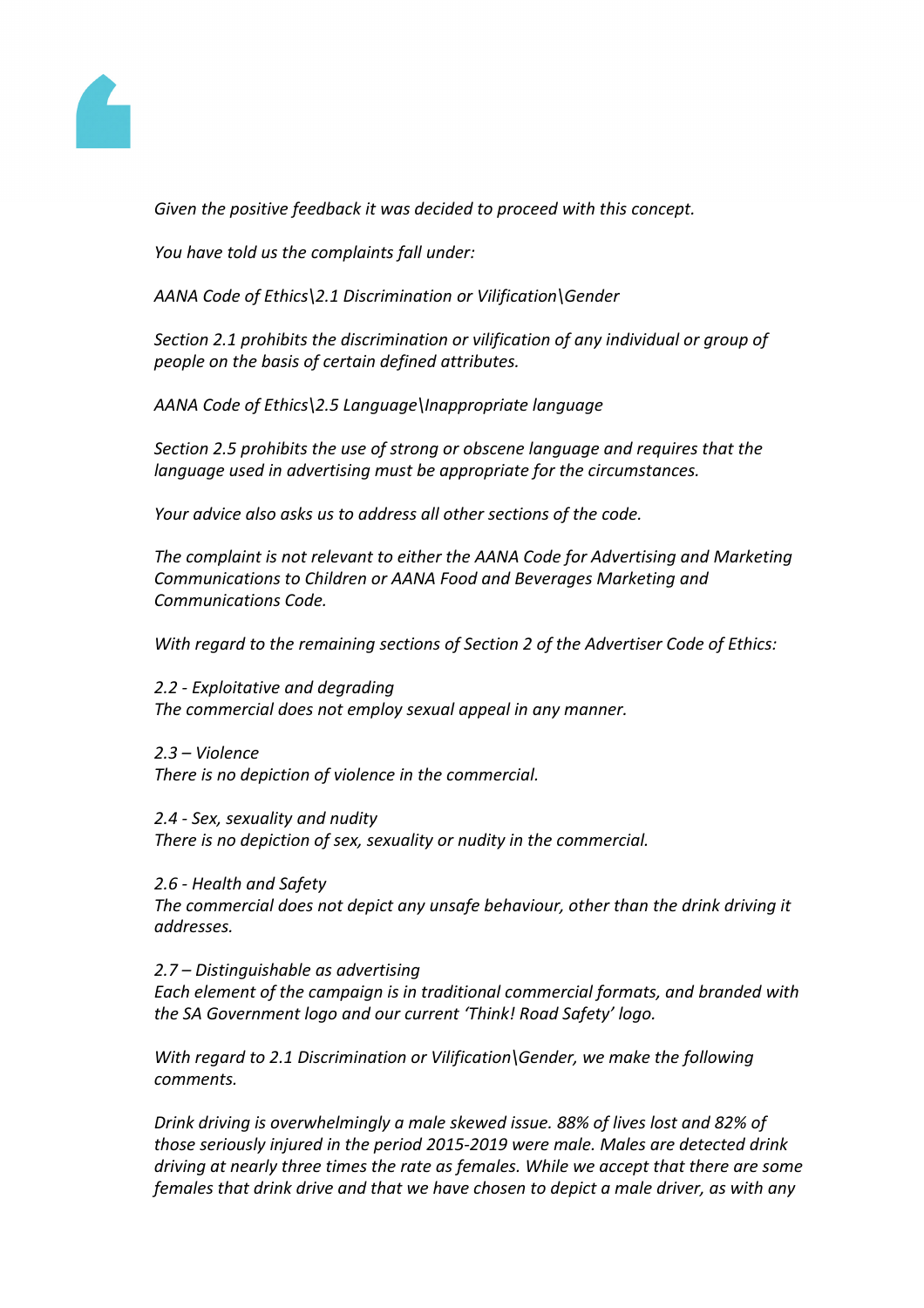*Given the positive feedback it was decided to proceed with this concept.*

*You have told us the complaints fall under:*

*AANA Code of Ethics\2.1 Discrimination or Vilification\Gender*

*Section 2.1 prohibits the discrimination or vilification of any individual or group of people on the basis of certain defined attributes.*

*AANA Code of Ethics\2.5 Language\Inappropriate language*

*Section 2.5 prohibits the use of strong or obscene language and requires that the language used in advertising must be appropriate for the circumstances.*

*Your advice also asks us to address all other sections of the code.*

*The complaint is not relevant to either the AANA Code for Advertising and Marketing Communications to Children or AANA Food and Beverages Marketing and Communications Code.*

*With regard to the remaining sections of Section 2 of the Advertiser Code of Ethics:*

*2.2 - Exploitative and degrading*
*The commercial does not employ sexual appeal in any manner.*

*2.3 – Violence*
*There is no depiction of violence in the commercial.*

*2.4 - Sex, sexuality and nudity*
*There is no depiction of sex, sexuality or nudity in the commercial.*

*2.6 - Health and Safety*
*The commercial does not depict any unsafe behaviour, other than the drink driving it addresses.*

*2.7 – Distinguishable as advertising*
*Each element of the campaign is in traditional commercial formats, and branded with the SA Government logo and our current 'Think! Road Safety' logo.*

*With regard to 2.1 Discrimination or Vilification\Gender, we make the following comments.*

*Drink driving is overwhelmingly a male skewed issue. 88% of lives lost and 82% of those seriously injured in the period 2015-2019 were male. Males are detected drink driving at nearly three times the rate as females. While we accept that there are some females that drink drive and that we have chosen to depict a male driver, as with any*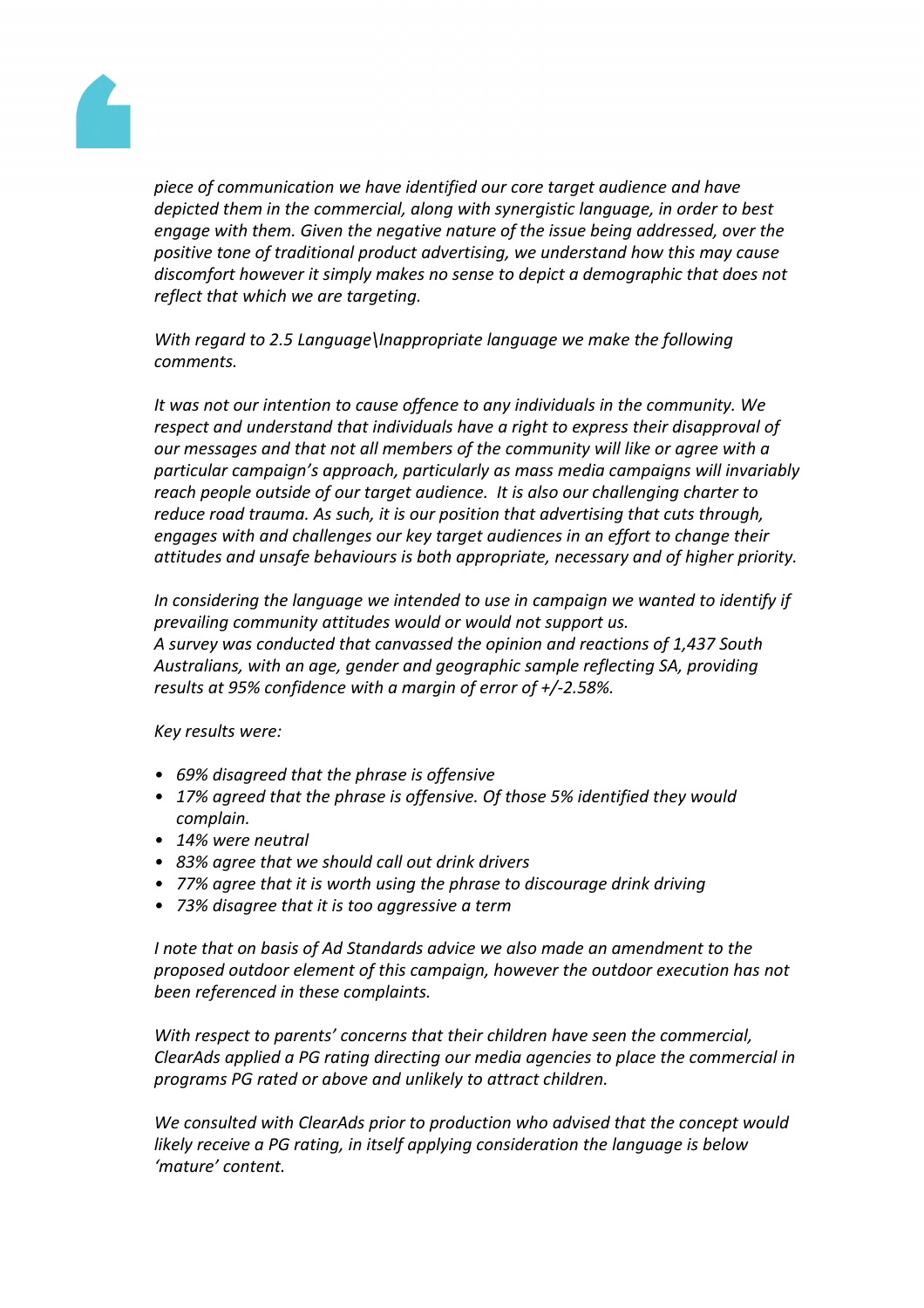*piece of communication we have identified our core target audience and have depicted them in the commercial, along with synergistic language, in order to best engage with them. Given the negative nature of the issue being addressed, over the positive tone of traditional product advertising, we understand how this may cause discomfort however it simply makes no sense to depict a demographic that does not reflect that which we are targeting.*

*With regard to 2.5 Language\Inappropriate language we make the following comments.*

*It was not our intention to cause offence to any individuals in the community. We respect and understand that individuals have a right to express their disapproval of our messages and that not all members of the community will like or agree with a particular campaign's approach, particularly as mass media campaigns will invariably reach people outside of our target audience. It is also our challenging charter to reduce road trauma. As such, it is our position that advertising that cuts through, engages with and challenges our key target audiences in an effort to change their attitudes and unsafe behaviours is both appropriate, necessary and of higher priority.*

*In considering the language we intended to use in campaign we wanted to identify if prevailing community attitudes would or would not support us.*
*A survey was conducted that canvassed the opinion and reactions of 1,437 South Australians, with an age, gender and geographic sample reflecting SA, providing results at 95% confidence with a margin of error of +/-2.58%.*

*Key results were:*

- *69% disagreed that the phrase is offensive*
- *17% agreed that the phrase is offensive. Of those 5% identified they would complain.*
- *14% were neutral*
- *83% agree that we should call out drink drivers*
- *77% agree that it is worth using the phrase to discourage drink driving*
- *73% disagree that it is too aggressive a term*

*I note that on basis of Ad Standards advice we also made an amendment to the proposed outdoor element of this campaign, however the outdoor execution has not been referenced in these complaints.*

*With respect to parents' concerns that their children have seen the commercial, ClearAds applied a PG rating directing our media agencies to place the commercial in programs PG rated or above and unlikely to attract children.*

*We consulted with ClearAds prior to production who advised that the concept would likely receive a PG rating, in itself applying consideration the language is below 'mature' content.*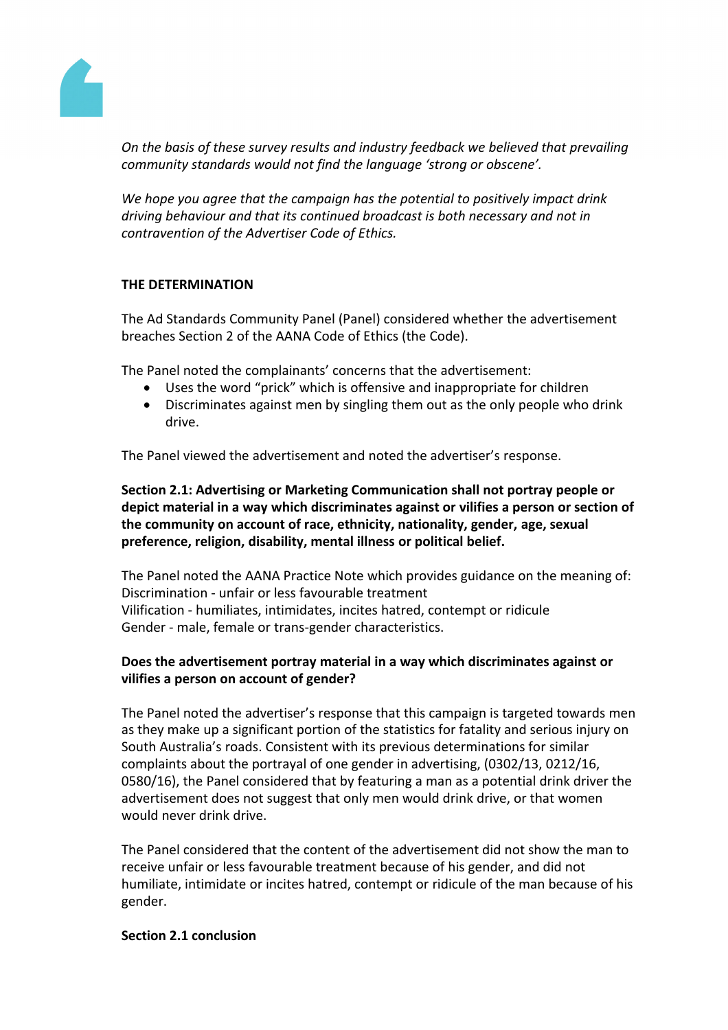*On the basis of these survey results and industry feedback we believed that prevailing community standards would not find the language 'strong or obscene'.*

*We hope you agree that the campaign has the potential to positively impact drink driving behaviour and that its continued broadcast is both necessary and not in contravention of the Advertiser Code of Ethics.*

**THE DETERMINATION**

The Ad Standards Community Panel (Panel) considered whether the advertisement breaches Section 2 of the AANA Code of Ethics (the Code).

The Panel noted the complainants' concerns that the advertisement:

- Uses the word "prick" which is offensive and inappropriate for children
- Discriminates against men by singling them out as the only people who drink drive.

The Panel viewed the advertisement and noted the advertiser's response.

**Section 2.1: Advertising or Marketing Communication shall not portray people or depict material in a way which discriminates against or vilifies a person or section of the community on account of race, ethnicity, nationality, gender, age, sexual preference, religion, disability, mental illness or political belief.**

The Panel noted the AANA Practice Note which provides guidance on the meaning of:
Discrimination - unfair or less favourable treatment
Vilification - humiliates, intimidates, incites hatred, contempt or ridicule
Gender - male, female or trans-gender characteristics.

**Does the advertisement portray material in a way which discriminates against or vilifies a person on account of gender?**

The Panel noted the advertiser's response that this campaign is targeted towards men as they make up a significant portion of the statistics for fatality and serious injury on South Australia's roads. Consistent with its previous determinations for similar complaints about the portrayal of one gender in advertising, (0302/13, 0212/16, 0580/16), the Panel considered that by featuring a man as a potential drink driver the advertisement does not suggest that only men would drink drive, or that women would never drink drive.

The Panel considered that the content of the advertisement did not show the man to receive unfair or less favourable treatment because of his gender, and did not humiliate, intimidate or incites hatred, contempt or ridicule of the man because of his gender.

**Section 2.1 conclusion**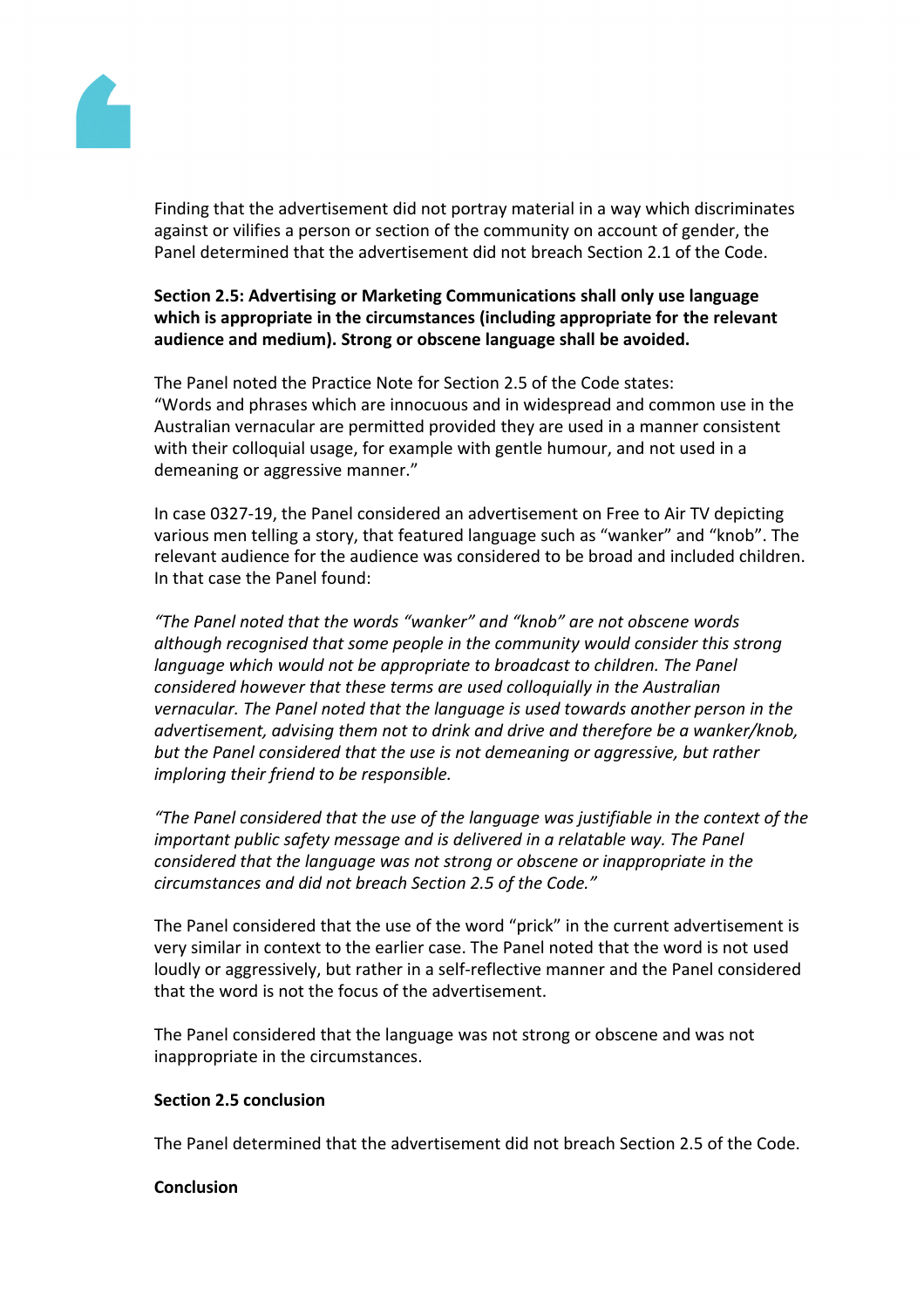Finding that the advertisement did not portray material in a way which discriminates against or vilifies a person or section of the community on account of gender, the Panel determined that the advertisement did not breach Section 2.1 of the Code.

**Section 2.5: Advertising or Marketing Communications shall only use language which is appropriate in the circumstances (including appropriate for the relevant audience and medium). Strong or obscene language shall be avoided.**

The Panel noted the Practice Note for Section 2.5 of the Code states:
"Words and phrases which are innocuous and in widespread and common use in the Australian vernacular are permitted provided they are used in a manner consistent with their colloquial usage, for example with gentle humour, and not used in a demeaning or aggressive manner."

In case 0327-19, the Panel considered an advertisement on Free to Air TV depicting various men telling a story, that featured language such as "wanker" and "knob". The relevant audience for the audience was considered to be broad and included children. In that case the Panel found:

*"The Panel noted that the words "wanker" and "knob" are not obscene words although recognised that some people in the community would consider this strong language which would not be appropriate to broadcast to children. The Panel considered however that these terms are used colloquially in the Australian vernacular. The Panel noted that the language is used towards another person in the advertisement, advising them not to drink and drive and therefore be a wanker/knob, but the Panel considered that the use is not demeaning or aggressive, but rather imploring their friend to be responsible.*

*"The Panel considered that the use of the language was justifiable in the context of the important public safety message and is delivered in a relatable way. The Panel considered that the language was not strong or obscene or inappropriate in the circumstances and did not breach Section 2.5 of the Code."*

The Panel considered that the use of the word "prick" in the current advertisement is very similar in context to the earlier case. The Panel noted that the word is not used loudly or aggressively, but rather in a self-reflective manner and the Panel considered that the word is not the focus of the advertisement.

The Panel considered that the language was not strong or obscene and was not inappropriate in the circumstances.

**Section 2.5 conclusion**

The Panel determined that the advertisement did not breach Section 2.5 of the Code.

**Conclusion**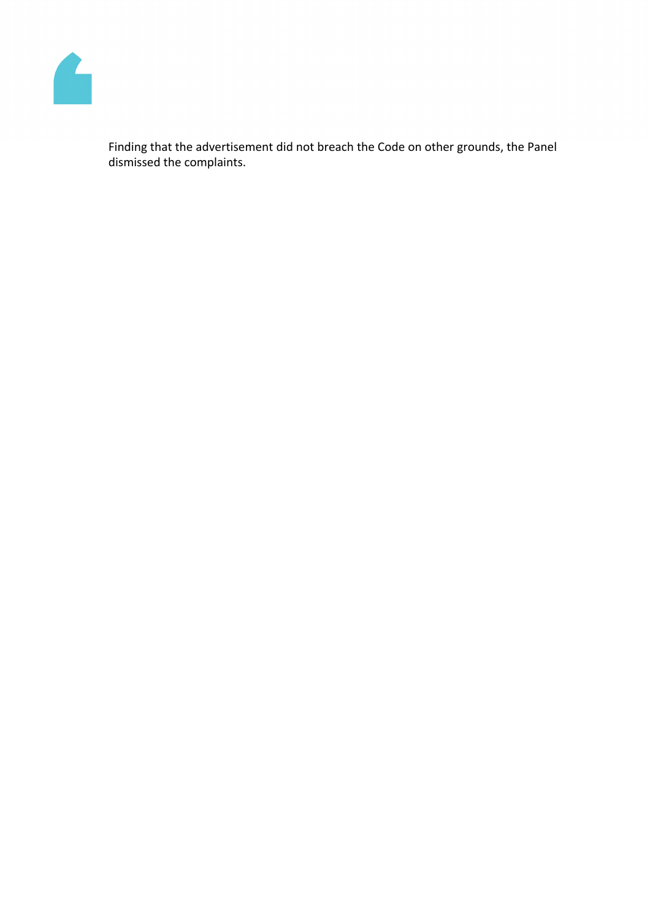Finding that the advertisement did not breach the Code on other grounds, the Panel dismissed the complaints.